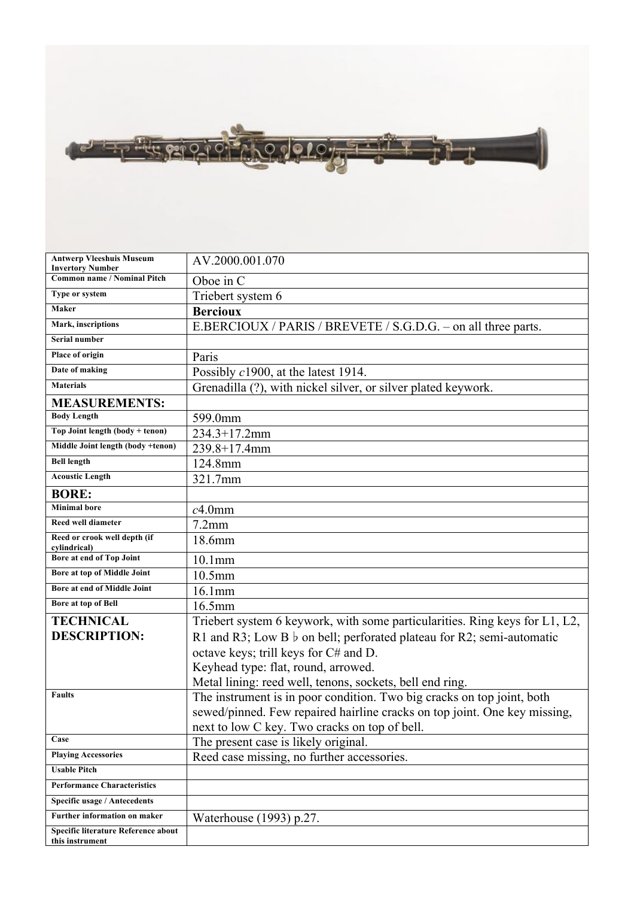| Antwerp Vleeshuis Museum Invertory Number | AV.2000.001.070 |
|---|---|
| Common name / Nominal Pitch | Oboe in C |
| Type or system | Triebert system 6 |
| Maker | **Bercioux** |
| Mark, inscriptions | E.BERCIOUX / PARIS / BREVETE / S.G.D.G. – on all three parts. |
| Serial number | |
| Place of origin | Paris |
| Date of making | Possibly *c*1900, at the latest 1914. |
| Materials | Grenadilla (?), with nickel silver, or silver plated keywork. |
| **MEASUREMENTS:** | |
| Body Length | 599.0mm |
| Top Joint length (body + tenon) | 234.3+17.2mm |
| Middle Joint length (body +tenon) | 239.8+17.4mm |
| Bell length | 124.8mm |
| Acoustic Length | 321.7mm |
| **BORE:** | |
| Minimal bore | *c*4.0mm |
| Reed well diameter | 7.2mm |
| Reed or crook well depth (if cylindrical) | 18.6mm |
| Bore at end of Top Joint | 10.1mm |
| Bore at top of Middle Joint | 10.5mm |
| Bore at end of Middle Joint | 16.1mm |
| Bore at top of Bell | 16.5mm |
| **TECHNICAL DESCRIPTION:** | Triebert system 6 keywork, with some particularities. Ring keys for L1, L2, R1 and R3; Low B ♭ on bell; perforated plateau for R2; semi-automatic octave keys; trill keys for C# and D. Keyhead type: flat, round, arrowed. Metal lining: reed well, tenons, sockets, bell end ring. |
| Faults | The instrument is in poor condition. Two big cracks on top joint, both sewed/pinned. Few repaired hairline cracks on top joint. One key missing, next to low C key. Two cracks on top of bell. |
| Case | The present case is likely original. |
| Playing Accessories | Reed case missing, no further accessories. |
| Usable Pitch | |
| Performance Characteristics | |
| Specific usage / Antecedents | |
| Further information on maker | Waterhouse (1993) p.27. |
| Specific literature Reference about this instrument | |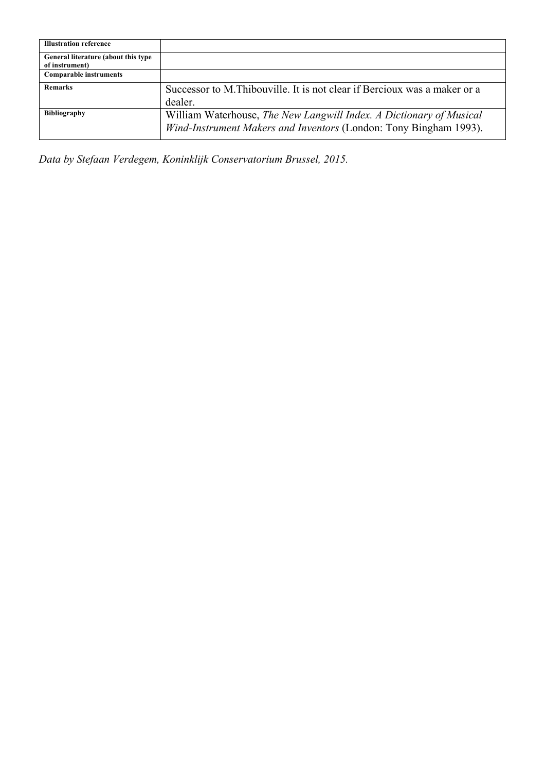| | |
|---|---|
| **Illustration reference** | |
| **General literature (about this type of instrument)** | |
| **Comparable instruments** | |
| **Remarks** | Successor to M.Thibouville. It is not clear if Bercioux was a maker or a dealer. |
| **Bibliography** | William Waterhouse, *The New Langwill Index. A Dictionary of Musical Wind-Instrument Makers and Inventors* (London: Tony Bingham 1993). |

*Data by Stefaan Verdegem, Koninklijk Conservatorium Brussel, 2015.*